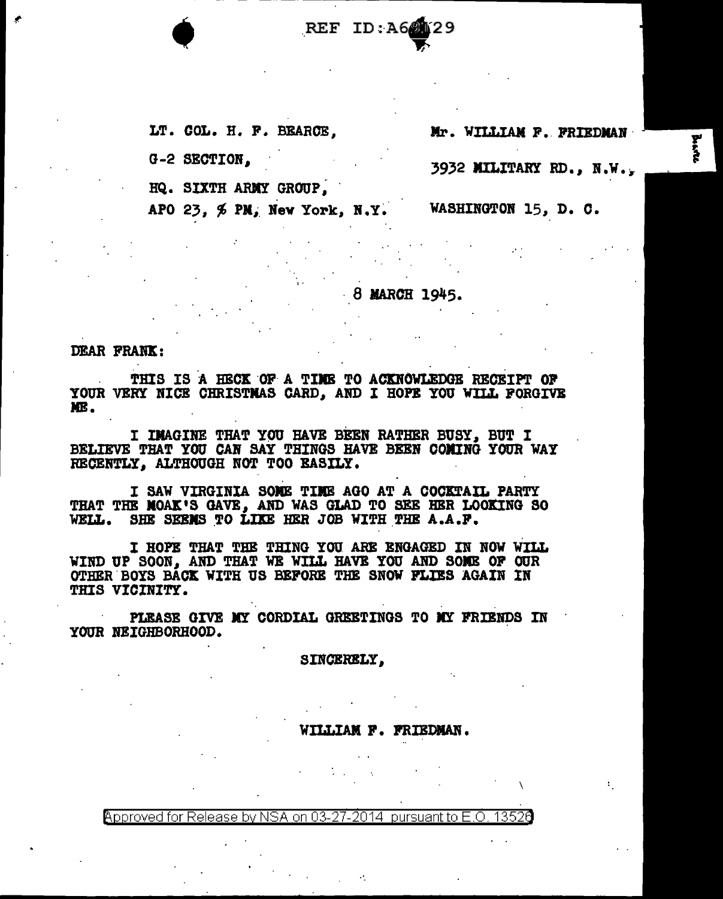REF ID:A66129

LT. COL. H. F. BEARCE,

G-2 SECTION,

HQ. SIXTH ARMY GROUP,

APO 23, % PM, New York, N.Y.

Mr. WILLIAM F. FRIEDMAN

3932 MILITARY RD., N.W.,

WASHINGTON 15, D. C.

8 MARCH 1945.

DEAR FRANK:

THIS IS A HECK OF A TIME TO ACKNOWLEDGE RECEIPT OF YOUR VERY NICE CHRISTMAS CARD, AND I HOPE YOU WILL FORGIVE ME.

I IMAGINE THAT YOU HAVE BEEN RATHER BUSY, BUT I BELIEVE THAT YOU CAN SAY THINGS HAVE BEEN COMING YOUR WAY RECENTLY, ALTHOUGH NOT TOO EASILY.

I SAW VIRGINIA SOME TIME AGO AT A COCKTAIL PARTY THAT THE MOAK'S GAVE, AND WAS GLAD TO SEE HER LOOKING SO WELL. SHE SEEMS TO LIKE HER JOB WITH THE A.A.F.

I HOPE THAT THE THING YOU ARE ENGAGED IN NOW WILL WIND UP SOON, AND THAT WE WILL HAVE YOU AND SOME OF OUR OTHER BOYS BACK WITH US BEFORE THE SNOW FLIES AGAIN IN THIS VICINITY.

PLEASE GIVE MY CORDIAL GREETINGS TO MY FRIENDS IN YOUR NEIGHBORHOOD.

SINCERELY,

WILLIAM F. FRIEDMAN.

Approved for Release by NSA on 03-27-2014 pursuant to E.O. 13526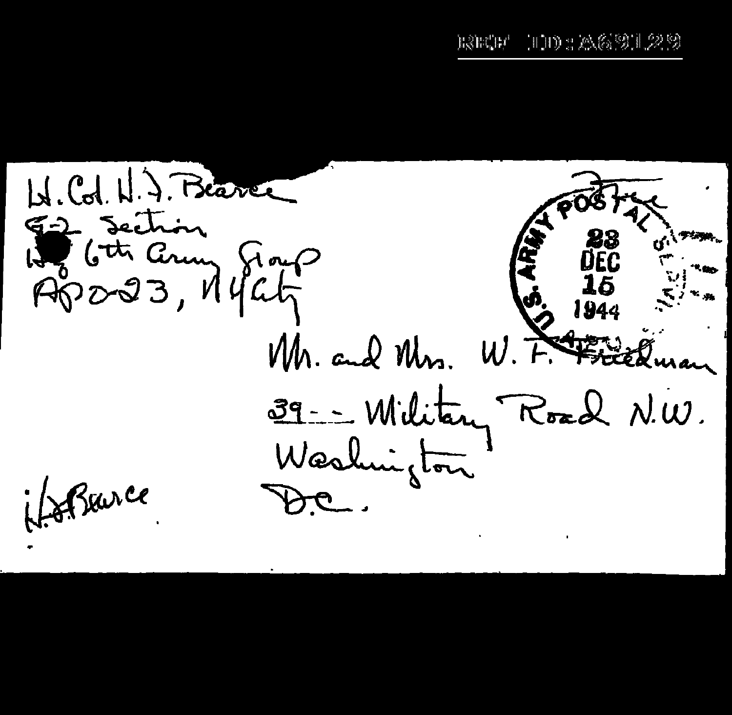REF ID:A69129

Lt. Col. H. J. Bearce
G-2 Section
Hq 6th Army Group
APO 23, N.Y. City

U.S. ARMY POSTAL
23
DEC
15
1944

Free

Mr. and Mrs. W. F. Friedman
39-- Military Road N.W.
Washington
D.C.

H.J. Bearce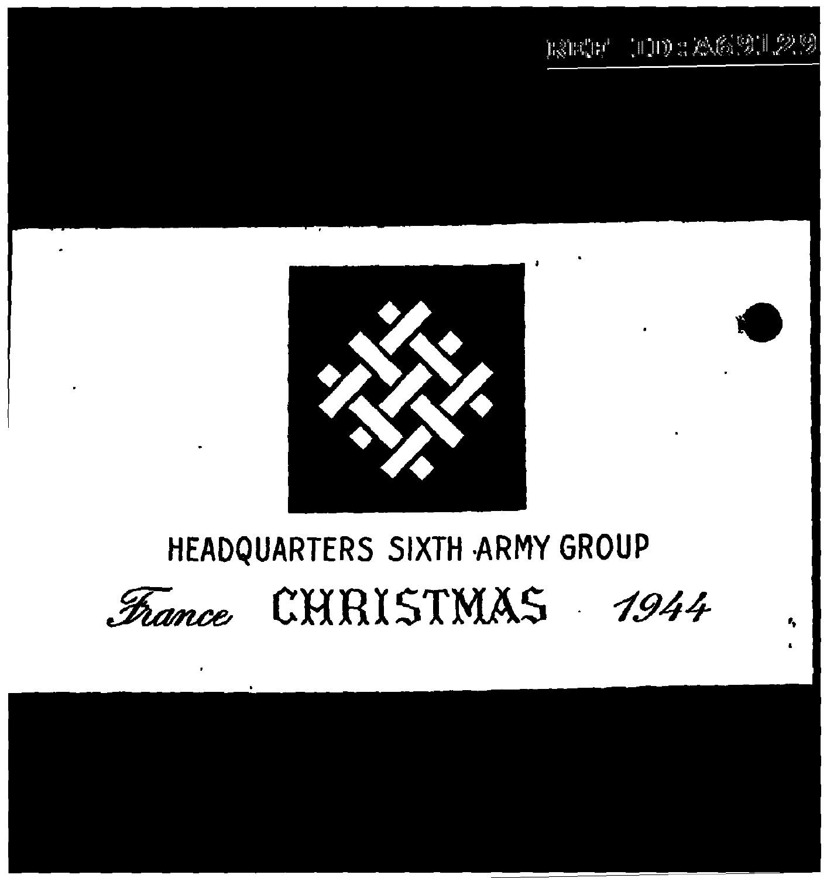HEADQUARTERS SIXTH ARMY GROUP

*France* CHRISTMAS 1944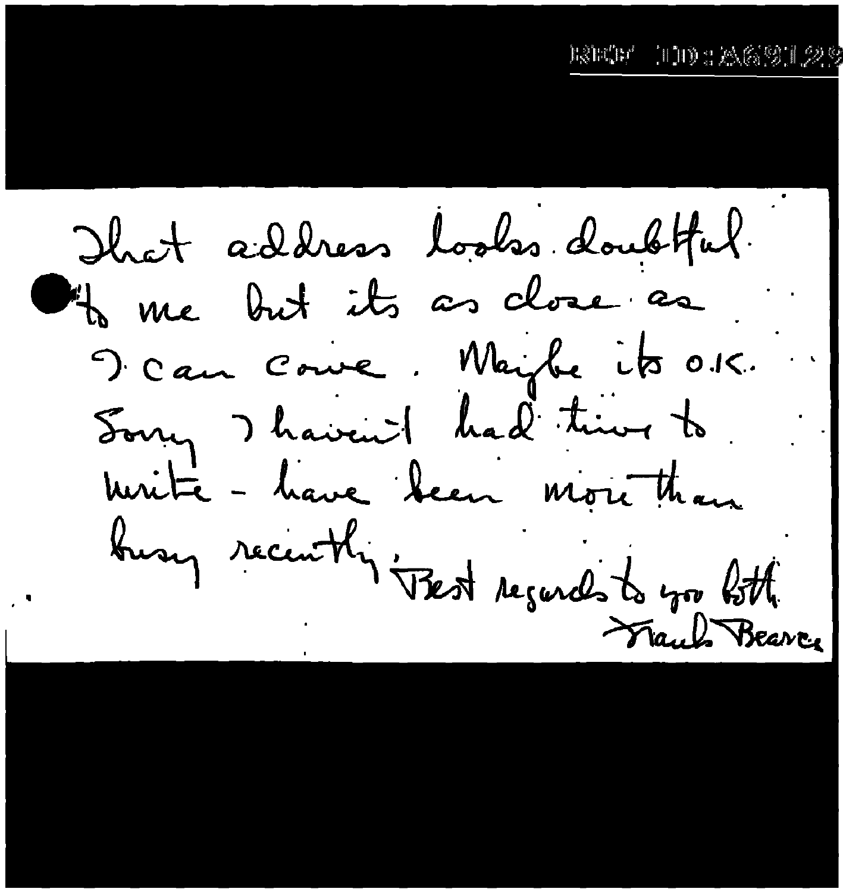REF ID:A69129

That address looks doubtful to me but its as close as I can come. Maybe its O.K. Sorry I haven't had time to write - have been more than busy recently.

Best regards to you both.

Frank Pearce